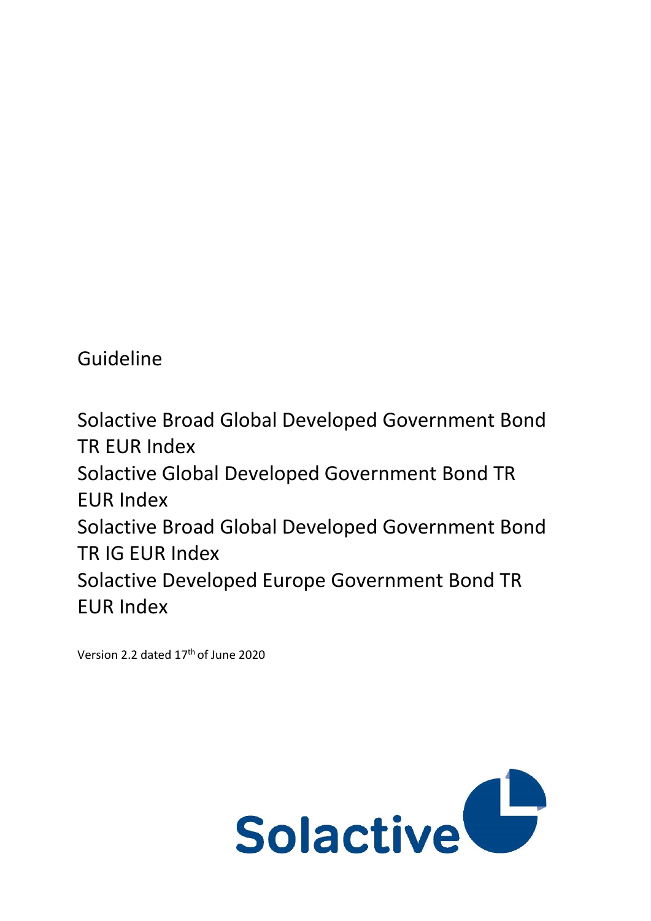Guideline

# Solactive Broad Global Developed Government Bond TR EUR Index
# Solactive Global Developed Government Bond TR EUR Index
# Solactive Broad Global Developed Government Bond TR IG EUR Index
# Solactive Developed Europe Government Bond TR EUR Index

Version 2.2 dated 17th of June 2020

Solactive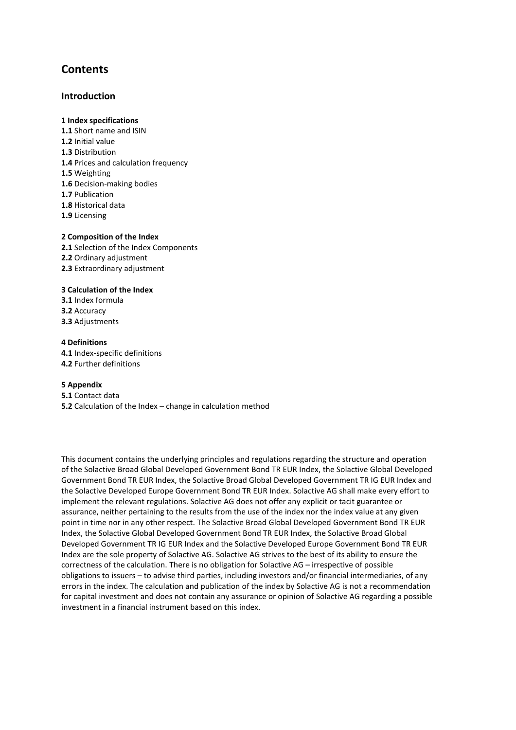# Contents

## Introduction

**1 Index specifications**
**1.1** Short name and ISIN
**1.2** Initial value
**1.3** Distribution
**1.4** Prices and calculation frequency
**1.5** Weighting
**1.6** Decision-making bodies
**1.7** Publication
**1.8** Historical data
**1.9** Licensing

**2 Composition of the Index**
**2.1** Selection of the Index Components
**2.2** Ordinary adjustment
**2.3** Extraordinary adjustment

**3 Calculation of the Index**
**3.1** Index formula
**3.2** Accuracy
**3.3** Adjustments

**4 Definitions**
**4.1** Index-specific definitions
**4.2** Further definitions

**5 Appendix**
**5.1** Contact data
**5.2** Calculation of the Index – change in calculation method

This document contains the underlying principles and regulations regarding the structure and operation of the Solactive Broad Global Developed Government Bond TR EUR Index, the Solactive Global Developed Government Bond TR EUR Index, the Solactive Broad Global Developed Government TR IG EUR Index and the Solactive Developed Europe Government Bond TR EUR Index. Solactive AG shall make every effort to implement the relevant regulations. Solactive AG does not offer any explicit or tacit guarantee or assurance, neither pertaining to the results from the use of the index nor the index value at any given point in time nor in any other respect. The Solactive Broad Global Developed Government Bond TR EUR Index, the Solactive Global Developed Government Bond TR EUR Index, the Solactive Broad Global Developed Government TR IG EUR Index and the Solactive Developed Europe Government Bond TR EUR Index are the sole property of Solactive AG. Solactive AG strives to the best of its ability to ensure the correctness of the calculation. There is no obligation for Solactive AG – irrespective of possible obligations to issuers – to advise third parties, including investors and/or financial intermediaries, of any errors in the index. The calculation and publication of the index by Solactive AG is not a recommendation for capital investment and does not contain any assurance or opinion of Solactive AG regarding a possible investment in a financial instrument based on this index.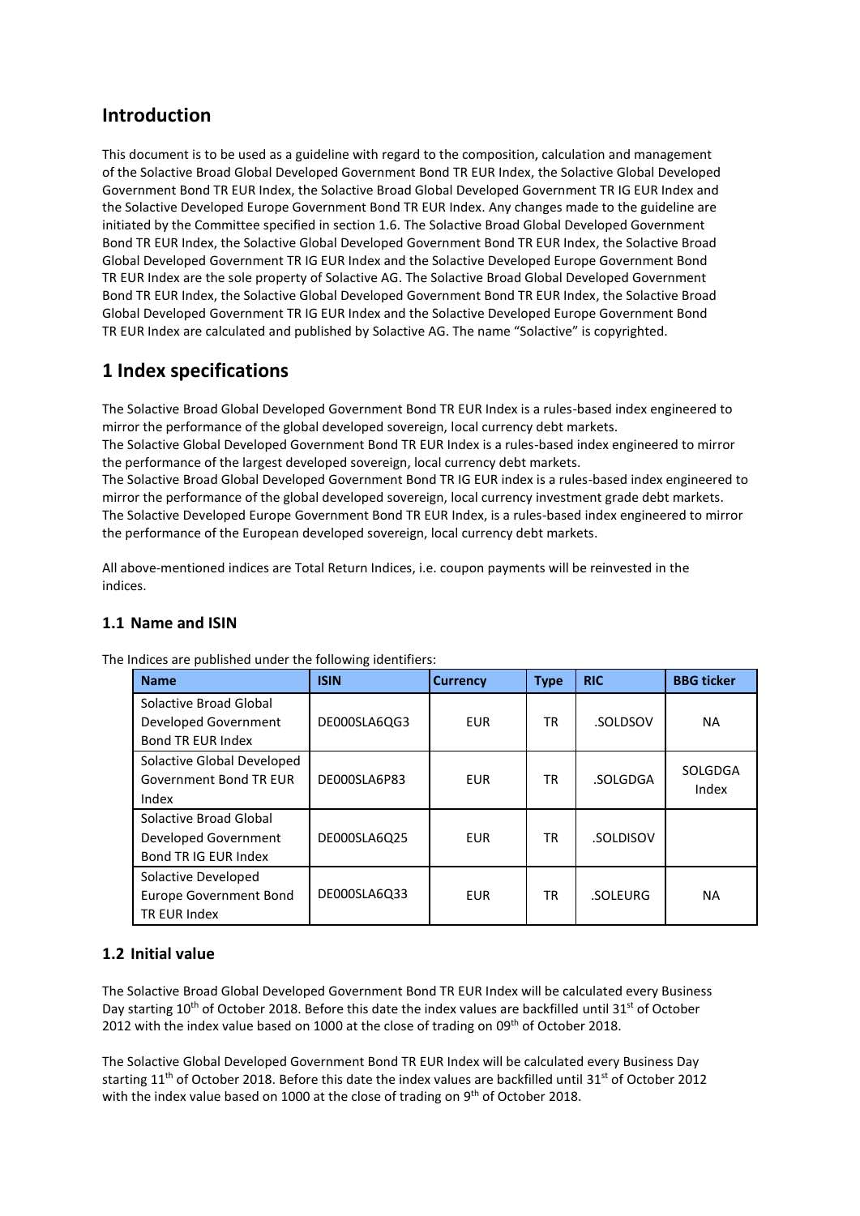## Introduction

This document is to be used as a guideline with regard to the composition, calculation and management of the Solactive Broad Global Developed Government Bond TR EUR Index, the Solactive Global Developed Government Bond TR EUR Index, the Solactive Broad Global Developed Government TR IG EUR Index and the Solactive Developed Europe Government Bond TR EUR Index. Any changes made to the guideline are initiated by the Committee specified in section 1.6. The Solactive Broad Global Developed Government Bond TR EUR Index, the Solactive Global Developed Government Bond TR EUR Index, the Solactive Broad Global Developed Government TR IG EUR Index and the Solactive Developed Europe Government Bond TR EUR Index are the sole property of Solactive AG. The Solactive Broad Global Developed Government Bond TR EUR Index, the Solactive Global Developed Government Bond TR EUR Index, the Solactive Broad Global Developed Government TR IG EUR Index and the Solactive Developed Europe Government Bond TR EUR Index are calculated and published by Solactive AG. The name "Solactive" is copyrighted.

## 1 Index specifications

The Solactive Broad Global Developed Government Bond TR EUR Index is a rules-based index engineered to mirror the performance of the global developed sovereign, local currency debt markets.
The Solactive Global Developed Government Bond TR EUR Index is a rules-based index engineered to mirror the performance of the largest developed sovereign, local currency debt markets.
The Solactive Broad Global Developed Government Bond TR IG EUR index is a rules-based index engineered to mirror the performance of the global developed sovereign, local currency investment grade debt markets.
The Solactive Developed Europe Government Bond TR EUR Index, is a rules-based index engineered to mirror the performance of the European developed sovereign, local currency debt markets.

All above-mentioned indices are Total Return Indices, i.e. coupon payments will be reinvested in the indices.

### 1.1 Name and ISIN

The Indices are published under the following identifiers:

| Name | ISIN | Currency | Type | RIC | BBG ticker |
|---|---|---|---|---|---|
| Solactive Broad Global Developed Government Bond TR EUR Index | DE000SLA6QG3 | EUR | TR | .SOLDSOV | NA |
| Solactive Global Developed Government Bond TR EUR Index | DE000SLA6P83 | EUR | TR | .SOLGDGA | SOLGDGA Index |
| Solactive Broad Global Developed Government Bond TR IG EUR Index | DE000SLA6Q25 | EUR | TR | .SOLDISOV | |
| Solactive Developed Europe Government Bond TR EUR Index | DE000SLA6Q33 | EUR | TR | .SOLEURG | NA |

### 1.2 Initial value

The Solactive Broad Global Developed Government Bond TR EUR Index will be calculated every Business Day starting 10th of October 2018. Before this date the index values are backfilled until 31st of October 2012 with the index value based on 1000 at the close of trading on 09th of October 2018.

The Solactive Global Developed Government Bond TR EUR Index will be calculated every Business Day starting 11th of October 2018. Before this date the index values are backfilled until 31st of October 2012 with the index value based on 1000 at the close of trading on 9th of October 2018.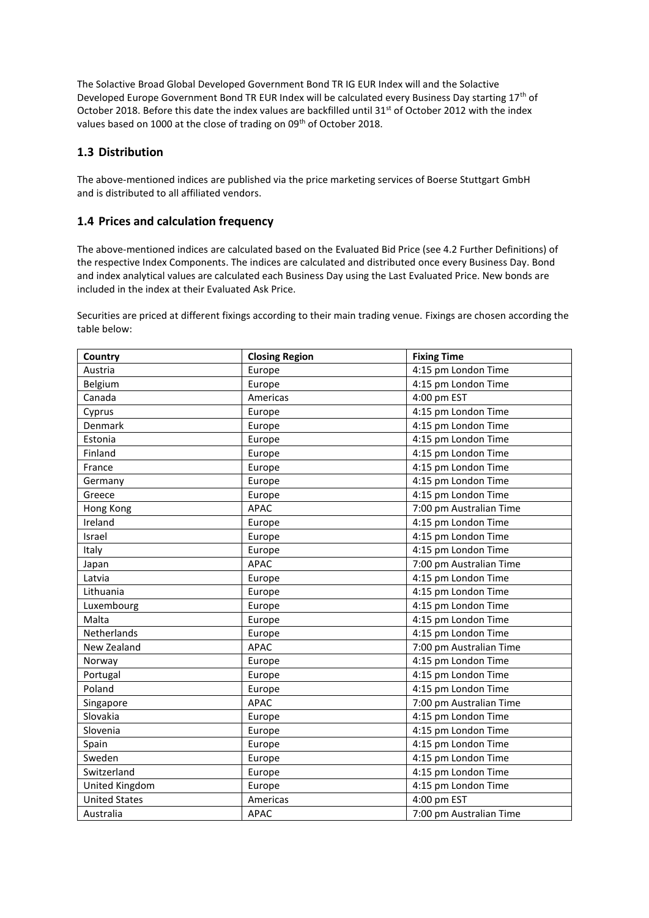The Solactive Broad Global Developed Government Bond TR IG EUR Index will and the Solactive Developed Europe Government Bond TR EUR Index will be calculated every Business Day starting 17th of October 2018. Before this date the index values are backfilled until 31st of October 2012 with the index values based on 1000 at the close of trading on 09th of October 2018.

## 1.3 Distribution

The above-mentioned indices are published via the price marketing services of Boerse Stuttgart GmbH and is distributed to all affiliated vendors.

## 1.4 Prices and calculation frequency

The above-mentioned indices are calculated based on the Evaluated Bid Price (see 4.2 Further Definitions) of the respective Index Components. The indices are calculated and distributed once every Business Day. Bond and index analytical values are calculated each Business Day using the Last Evaluated Price. New bonds are included in the index at their Evaluated Ask Price.

Securities are priced at different fixings according to their main trading venue. Fixings are chosen according the table below:

| Country | Closing Region | Fixing Time |
|---|---|---|
| Austria | Europe | 4:15 pm London Time |
| Belgium | Europe | 4:15 pm London Time |
| Canada | Americas | 4:00 pm EST |
| Cyprus | Europe | 4:15 pm London Time |
| Denmark | Europe | 4:15 pm London Time |
| Estonia | Europe | 4:15 pm London Time |
| Finland | Europe | 4:15 pm London Time |
| France | Europe | 4:15 pm London Time |
| Germany | Europe | 4:15 pm London Time |
| Greece | Europe | 4:15 pm London Time |
| Hong Kong | APAC | 7:00 pm Australian Time |
| Ireland | Europe | 4:15 pm London Time |
| Israel | Europe | 4:15 pm London Time |
| Italy | Europe | 4:15 pm London Time |
| Japan | APAC | 7:00 pm Australian Time |
| Latvia | Europe | 4:15 pm London Time |
| Lithuania | Europe | 4:15 pm London Time |
| Luxembourg | Europe | 4:15 pm London Time |
| Malta | Europe | 4:15 pm London Time |
| Netherlands | Europe | 4:15 pm London Time |
| New Zealand | APAC | 7:00 pm Australian Time |
| Norway | Europe | 4:15 pm London Time |
| Portugal | Europe | 4:15 pm London Time |
| Poland | Europe | 4:15 pm London Time |
| Singapore | APAC | 7:00 pm Australian Time |
| Slovakia | Europe | 4:15 pm London Time |
| Slovenia | Europe | 4:15 pm London Time |
| Spain | Europe | 4:15 pm London Time |
| Sweden | Europe | 4:15 pm London Time |
| Switzerland | Europe | 4:15 pm London Time |
| United Kingdom | Europe | 4:15 pm London Time |
| United States | Americas | 4:00 pm EST |
| Australia | APAC | 7:00 pm Australian Time |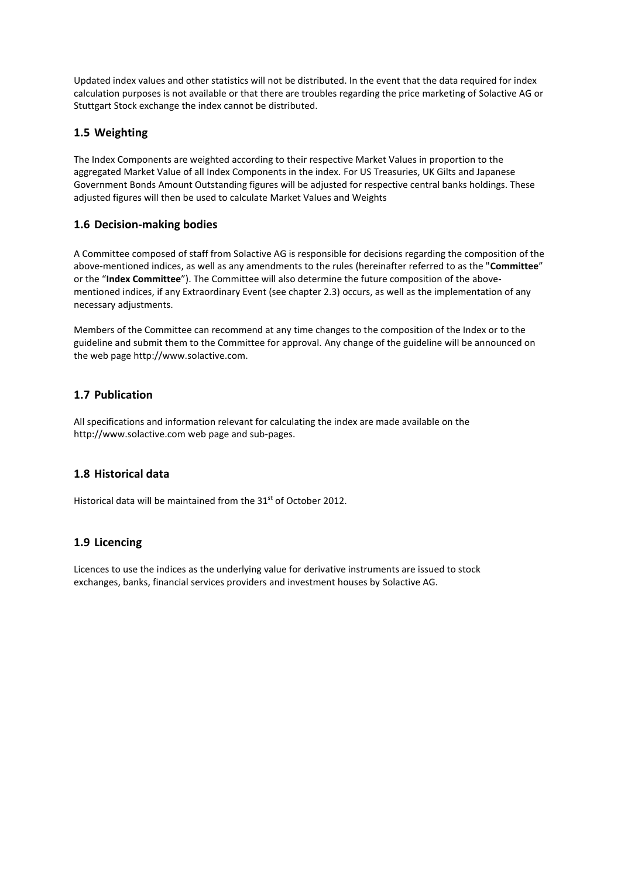Updated index values and other statistics will not be distributed. In the event that the data required for index calculation purposes is not available or that there are troubles regarding the price marketing of Solactive AG or Stuttgart Stock exchange the index cannot be distributed.

## 1.5 Weighting

The Index Components are weighted according to their respective Market Values in proportion to the aggregated Market Value of all Index Components in the index. For US Treasuries, UK Gilts and Japanese Government Bonds Amount Outstanding figures will be adjusted for respective central banks holdings. These adjusted figures will then be used to calculate Market Values and Weights

## 1.6 Decision-making bodies

A Committee composed of staff from Solactive AG is responsible for decisions regarding the composition of the above-mentioned indices, as well as any amendments to the rules (hereinafter referred to as the "**Committee**" or the "**Index Committee**"). The Committee will also determine the future composition of the above-mentioned indices, if any Extraordinary Event (see chapter 2.3) occurs, as well as the implementation of any necessary adjustments.

Members of the Committee can recommend at any time changes to the composition of the Index or to the guideline and submit them to the Committee for approval. Any change of the guideline will be announced on the web page http://www.solactive.com.

## 1.7 Publication

All specifications and information relevant for calculating the index are made available on the http://www.solactive.com web page and sub-pages.

## 1.8 Historical data

Historical data will be maintained from the 31st of October 2012.

## 1.9 Licencing

Licences to use the indices as the underlying value for derivative instruments are issued to stock exchanges, banks, financial services providers and investment houses by Solactive AG.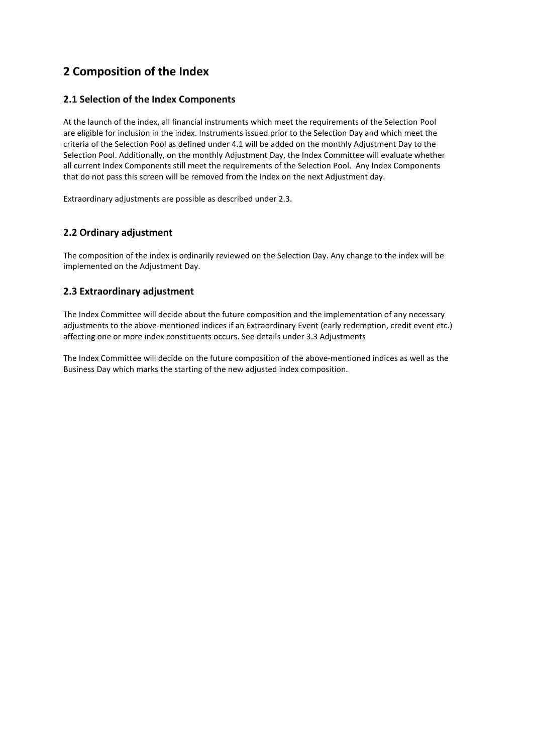# 2 Composition of the Index

## 2.1 Selection of the Index Components

At the launch of the index, all financial instruments which meet the requirements of the Selection Pool are eligible for inclusion in the index. Instruments issued prior to the Selection Day and which meet the criteria of the Selection Pool as defined under 4.1 will be added on the monthly Adjustment Day to the Selection Pool. Additionally, on the monthly Adjustment Day, the Index Committee will evaluate whether all current Index Components still meet the requirements of the Selection Pool. Any Index Components that do not pass this screen will be removed from the Index on the next Adjustment day.

Extraordinary adjustments are possible as described under 2.3.

## 2.2 Ordinary adjustment

The composition of the index is ordinarily reviewed on the Selection Day. Any change to the index will be implemented on the Adjustment Day.

## 2.3 Extraordinary adjustment

The Index Committee will decide about the future composition and the implementation of any necessary adjustments to the above-mentioned indices if an Extraordinary Event (early redemption, credit event etc.) affecting one or more index constituents occurs. See details under 3.3 Adjustments

The Index Committee will decide on the future composition of the above-mentioned indices as well as the Business Day which marks the starting of the new adjusted index composition.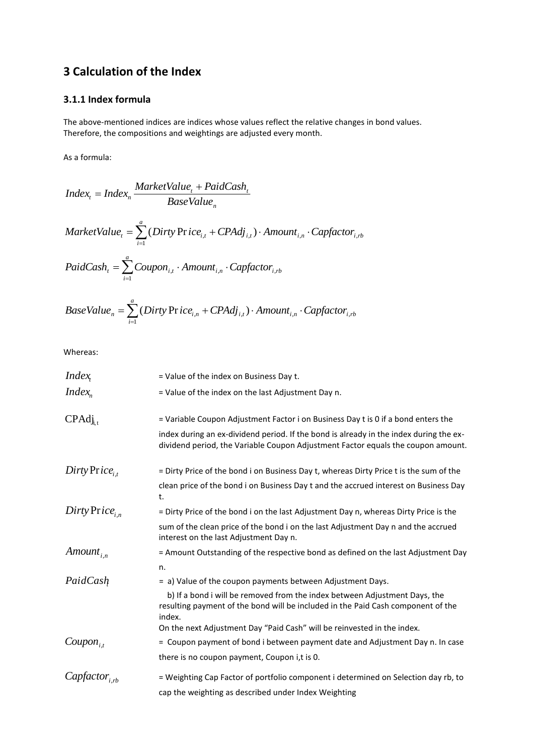# 3 Calculation of the Index

### 3.1.1 Index formula

The above-mentioned indices are indices whose values reflect the relative changes in bond values. Therefore, the compositions and weightings are adjusted every month.

As a formula:

$$Index_t = Index_n \frac{MarketValue_t + PaidCash_t}{BaseValue_n}$$

$$MarketValue_t = \sum_{i=1}^{a} (Dirty\,Price_{i,t} + CPAdj_{i,t}) \cdot Amount_{i,n} \cdot Capfactor_{i,rb}$$

$$PaidCash_t = \sum_{i=1}^{a} Coupon_{i,t} \cdot Amount_{i,n} \cdot Capfactor_{i,rb}$$

$$BaseValue_n = \sum_{i=1}^{a} (Dirty\,Price_{i,n} + CPAdj_{i,t}) \cdot Amount_{i,n} \cdot Capfactor_{i,rb}$$

Whereas:

| | |
|---|---|
| $Index_t$ | = Value of the index on Business Day t. |
| $Index_n$ | = Value of the index on the last Adjustment Day n. |
| $CPAdj_{i,t}$ | = Variable Coupon Adjustment Factor i on Business Day t is 0 if a bond enters the index during an ex-dividend period. If the bond is already in the index during the ex-dividend period, the Variable Coupon Adjustment Factor equals the coupon amount. |
| $Dirty\,Price_{i,t}$ | = Dirty Price of the bond i on Business Day t, whereas Dirty Price t is the sum of the clean price of the bond i on Business Day t and the accrued interest on Business Day t. |
| $Dirty\,Price_{i,n}$ | = Dirty Price of the bond i on the last Adjustment Day n, whereas Dirty Price is the sum of the clean price of the bond i on the last Adjustment Day n and the accrued interest on the last Adjustment Day n. |
| $Amount_{i,n}$ | = Amount Outstanding of the respective bond as defined on the last Adjustment Day n. |
| $PaidCash_t$ | = a) Value of the coupon payments between Adjustment Days. b) If a bond i will be removed from the index between Adjustment Days, the resulting payment of the bond will be included in the Paid Cash component of the index. On the next Adjustment Day "Paid Cash" will be reinvested in the index. |
| $Coupon_{i,t}$ | = Coupon payment of bond i between payment date and Adjustment Day n. In case there is no coupon payment, Coupon i,t is 0. |
| $Capfactor_{i,rb}$ | = Weighting Cap Factor of portfolio component i determined on Selection day rb, to cap the weighting as described under Index Weighting |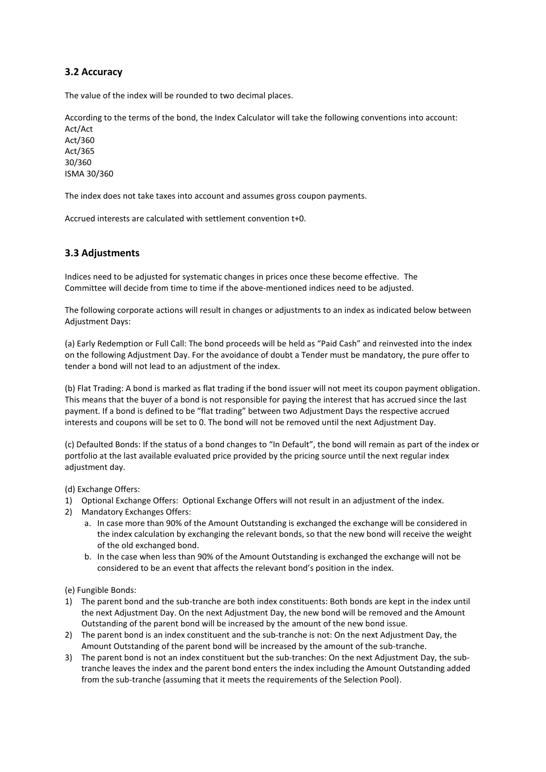## 3.2 Accuracy

The value of the index will be rounded to two decimal places.

According to the terms of the bond, the Index Calculator will take the following conventions into account:
Act/Act
Act/360
Act/365
30/360
ISMA 30/360

The index does not take taxes into account and assumes gross coupon payments.

Accrued interests are calculated with settlement convention t+0.

## 3.3 Adjustments

Indices need to be adjusted for systematic changes in prices once these become effective. The Committee will decide from time to time if the above-mentioned indices need to be adjusted.

The following corporate actions will result in changes or adjustments to an index as indicated below between Adjustment Days:

(a) Early Redemption or Full Call: The bond proceeds will be held as "Paid Cash" and reinvested into the index on the following Adjustment Day. For the avoidance of doubt a Tender must be mandatory, the pure offer to tender a bond will not lead to an adjustment of the index.

(b) Flat Trading: A bond is marked as flat trading if the bond issuer will not meet its coupon payment obligation. This means that the buyer of a bond is not responsible for paying the interest that has accrued since the last payment. If a bond is defined to be "flat trading" between two Adjustment Days the respective accrued interests and coupons will be set to 0. The bond will not be removed until the next Adjustment Day.

(c) Defaulted Bonds: If the status of a bond changes to "In Default", the bond will remain as part of the index or portfolio at the last available evaluated price provided by the pricing source until the next regular index adjustment day.

(d) Exchange Offers:

1) Optional Exchange Offers: Optional Exchange Offers will not result in an adjustment of the index.
2) Mandatory Exchanges Offers:
   a. In case more than 90% of the Amount Outstanding is exchanged the exchange will be considered in the index calculation by exchanging the relevant bonds, so that the new bond will receive the weight of the old exchanged bond.
   b. In the case when less than 90% of the Amount Outstanding is exchanged the exchange will not be considered to be an event that affects the relevant bond's position in the index.

(e) Fungible Bonds:

1) The parent bond and the sub-tranche are both index constituents: Both bonds are kept in the index until the next Adjustment Day. On the next Adjustment Day, the new bond will be removed and the Amount Outstanding of the parent bond will be increased by the amount of the new bond issue.
2) The parent bond is an index constituent and the sub-tranche is not: On the next Adjustment Day, the Amount Outstanding of the parent bond will be increased by the amount of the sub-tranche.
3) The parent bond is not an index constituent but the sub-tranches: On the next Adjustment Day, the sub-tranche leaves the index and the parent bond enters the index including the Amount Outstanding added from the sub-tranche (assuming that it meets the requirements of the Selection Pool).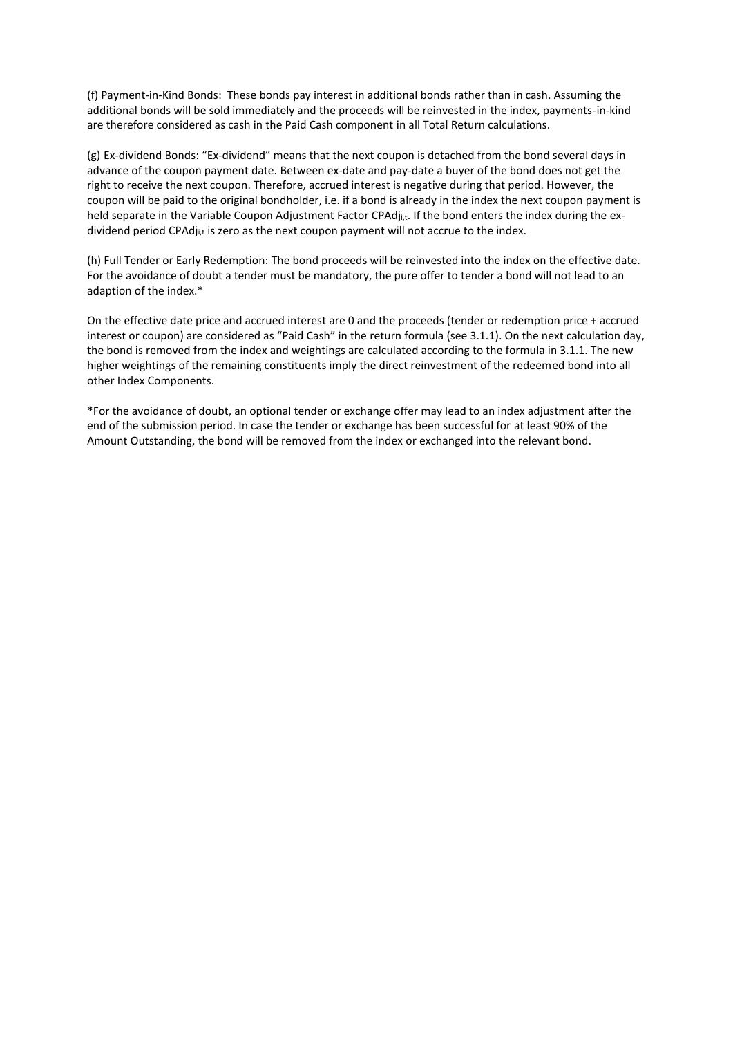(f) Payment-in-Kind Bonds: These bonds pay interest in additional bonds rather than in cash. Assuming the additional bonds will be sold immediately and the proceeds will be reinvested in the index, payments-in-kind are therefore considered as cash in the Paid Cash component in all Total Return calculations.

(g) Ex-dividend Bonds: "Ex-dividend" means that the next coupon is detached from the bond several days in advance of the coupon payment date. Between ex-date and pay-date a buyer of the bond does not get the right to receive the next coupon. Therefore, accrued interest is negative during that period. However, the coupon will be paid to the original bondholder, i.e. if a bond is already in the index the next coupon payment is held separate in the Variable Coupon Adjustment Factor $CPAdj_{i,t}$. If the bond enters the index during the ex-dividend period $CPAdj_{i,t}$ is zero as the next coupon payment will not accrue to the index.

(h) Full Tender or Early Redemption: The bond proceeds will be reinvested into the index on the effective date. For the avoidance of doubt a tender must be mandatory, the pure offer to tender a bond will not lead to an adaption of the index.*

On the effective date price and accrued interest are 0 and the proceeds (tender or redemption price + accrued interest or coupon) are considered as "Paid Cash" in the return formula (see 3.1.1). On the next calculation day, the bond is removed from the index and weightings are calculated according to the formula in 3.1.1. The new higher weightings of the remaining constituents imply the direct reinvestment of the redeemed bond into all other Index Components.

*For the avoidance of doubt, an optional tender or exchange offer may lead to an index adjustment after the end of the submission period. In case the tender or exchange has been successful for at least 90% of the Amount Outstanding, the bond will be removed from the index or exchanged into the relevant bond.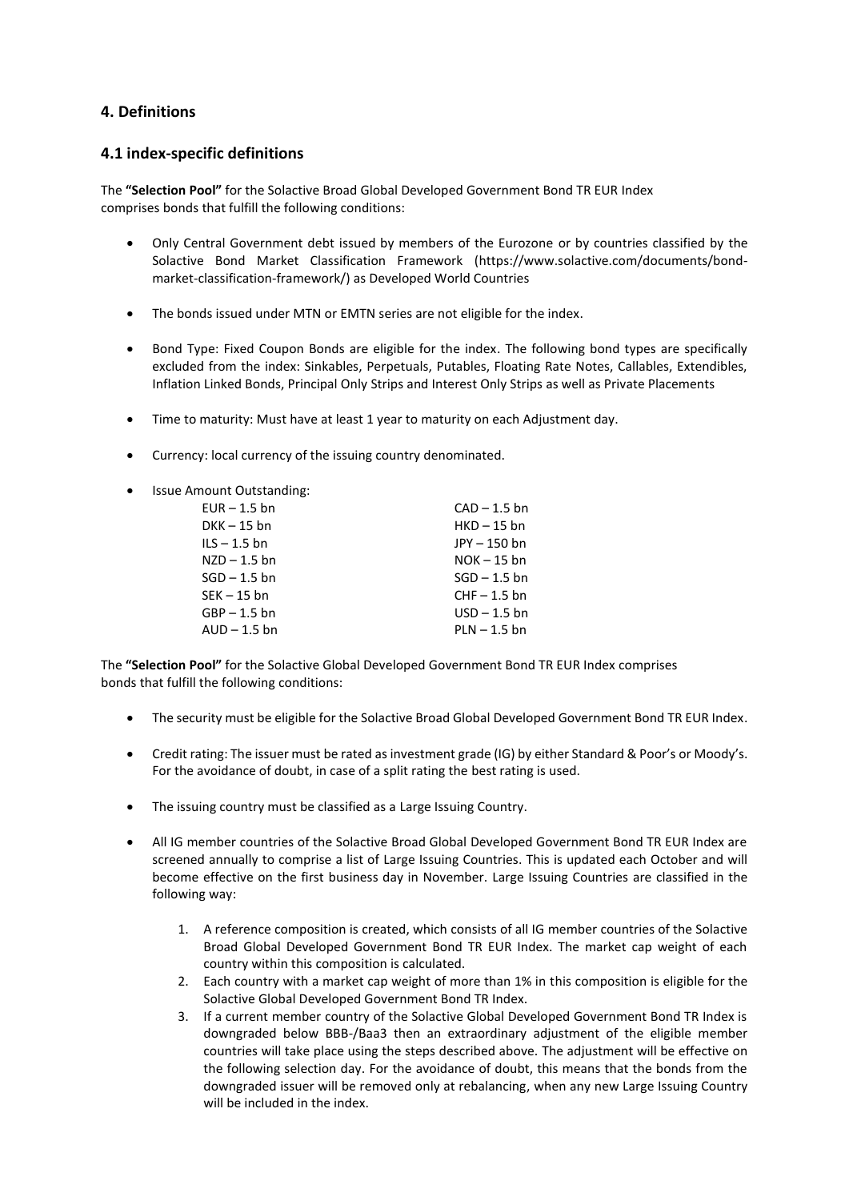## 4. Definitions

### 4.1 index-specific definitions

The **"Selection Pool"** for the Solactive Broad Global Developed Government Bond TR EUR Index comprises bonds that fulfill the following conditions:

- Only Central Government debt issued by members of the Eurozone or by countries classified by the Solactive Bond Market Classification Framework (https://www.solactive.com/documents/bond-market-classification-framework/) as Developed World Countries
- The bonds issued under MTN or EMTN series are not eligible for the index.
- Bond Type: Fixed Coupon Bonds are eligible for the index. The following bond types are specifically excluded from the index: Sinkables, Perpetuals, Putables, Floating Rate Notes, Callables, Extendibles, Inflation Linked Bonds, Principal Only Strips and Interest Only Strips as well as Private Placements
- Time to maturity: Must have at least 1 year to maturity on each Adjustment day.
- Currency: local currency of the issuing country denominated.
- Issue Amount Outstanding:

| | |
|---|---|
| EUR – 1.5 bn | CAD – 1.5 bn |
| DKK – 15 bn | HKD – 15 bn |
| ILS – 1.5 bn | JPY – 150 bn |
| NZD – 1.5 bn | NOK – 15 bn |
| SGD – 1.5 bn | SGD – 1.5 bn |
| SEK – 15 bn | CHF – 1.5 bn |
| GBP – 1.5 bn | USD – 1.5 bn |
| AUD – 1.5 bn | PLN – 1.5 bn |

The **"Selection Pool"** for the Solactive Global Developed Government Bond TR EUR Index comprises bonds that fulfill the following conditions:

- The security must be eligible for the Solactive Broad Global Developed Government Bond TR EUR Index.
- Credit rating: The issuer must be rated as investment grade (IG) by either Standard & Poor's or Moody's. For the avoidance of doubt, in case of a split rating the best rating is used.
- The issuing country must be classified as a Large Issuing Country.
- All IG member countries of the Solactive Broad Global Developed Government Bond TR EUR Index are screened annually to comprise a list of Large Issuing Countries. This is updated each October and will become effective on the first business day in November. Large Issuing Countries are classified in the following way:
    1. A reference composition is created, which consists of all IG member countries of the Solactive Broad Global Developed Government Bond TR EUR Index. The market cap weight of each country within this composition is calculated.
    2. Each country with a market cap weight of more than 1% in this composition is eligible for the Solactive Global Developed Government Bond TR Index.
    3. If a current member country of the Solactive Global Developed Government Bond TR Index is downgraded below BBB-/Baa3 then an extraordinary adjustment of the eligible member countries will take place using the steps described above. The adjustment will be effective on the following selection day. For the avoidance of doubt, this means that the bonds from the downgraded issuer will be removed only at rebalancing, when any new Large Issuing Country will be included in the index.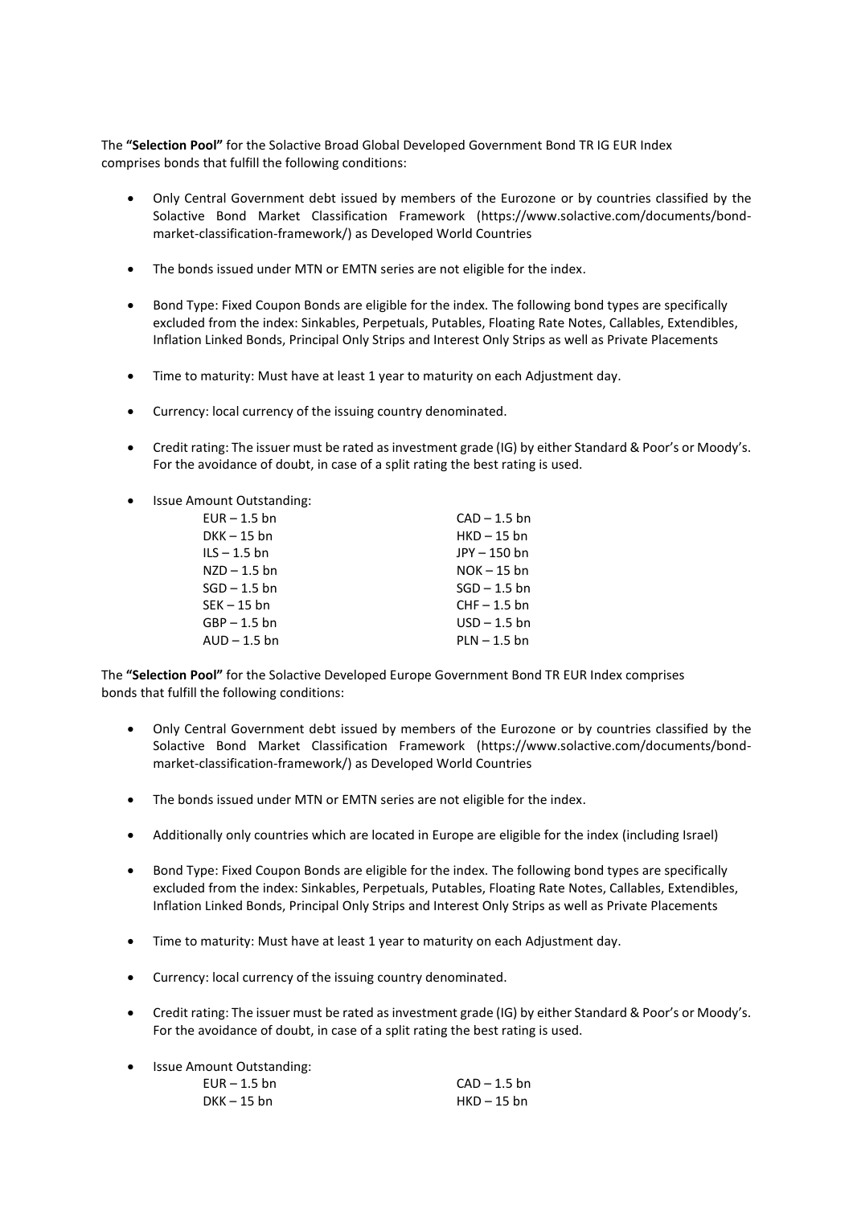The **"Selection Pool"** for the Solactive Broad Global Developed Government Bond TR IG EUR Index comprises bonds that fulfill the following conditions:

- Only Central Government debt issued by members of the Eurozone or by countries classified by the Solactive Bond Market Classification Framework (https://www.solactive.com/documents/bond-market-classification-framework/) as Developed World Countries
- The bonds issued under MTN or EMTN series are not eligible for the index.
- Bond Type: Fixed Coupon Bonds are eligible for the index. The following bond types are specifically excluded from the index: Sinkables, Perpetuals, Putables, Floating Rate Notes, Callables, Extendibles, Inflation Linked Bonds, Principal Only Strips and Interest Only Strips as well as Private Placements
- Time to maturity: Must have at least 1 year to maturity on each Adjustment day.
- Currency: local currency of the issuing country denominated.
- Credit rating: The issuer must be rated as investment grade (IG) by either Standard & Poor's or Moody's. For the avoidance of doubt, in case of a split rating the best rating is used.
- Issue Amount Outstanding:

| | |
|---|---|
| EUR – 1.5 bn | CAD – 1.5 bn |
| DKK – 15 bn | HKD – 15 bn |
| ILS – 1.5 bn | JPY – 150 bn |
| NZD – 1.5 bn | NOK – 15 bn |
| SGD – 1.5 bn | SGD – 1.5 bn |
| SEK – 15 bn | CHF – 1.5 bn |
| GBP – 1.5 bn | USD – 1.5 bn |
| AUD – 1.5 bn | PLN – 1.5 bn |

The **"Selection Pool"** for the Solactive Developed Europe Government Bond TR EUR Index comprises bonds that fulfill the following conditions:

- Only Central Government debt issued by members of the Eurozone or by countries classified by the Solactive Bond Market Classification Framework (https://www.solactive.com/documents/bond-market-classification-framework/) as Developed World Countries
- The bonds issued under MTN or EMTN series are not eligible for the index.
- Additionally only countries which are located in Europe are eligible for the index (including Israel)
- Bond Type: Fixed Coupon Bonds are eligible for the index. The following bond types are specifically excluded from the index: Sinkables, Perpetuals, Putables, Floating Rate Notes, Callables, Extendibles, Inflation Linked Bonds, Principal Only Strips and Interest Only Strips as well as Private Placements
- Time to maturity: Must have at least 1 year to maturity on each Adjustment day.
- Currency: local currency of the issuing country denominated.
- Credit rating: The issuer must be rated as investment grade (IG) by either Standard & Poor's or Moody's. For the avoidance of doubt, in case of a split rating the best rating is used.
- Issue Amount Outstanding:

| | |
|---|---|
| EUR – 1.5 bn | CAD – 1.5 bn |
| DKK – 15 bn | HKD – 15 bn |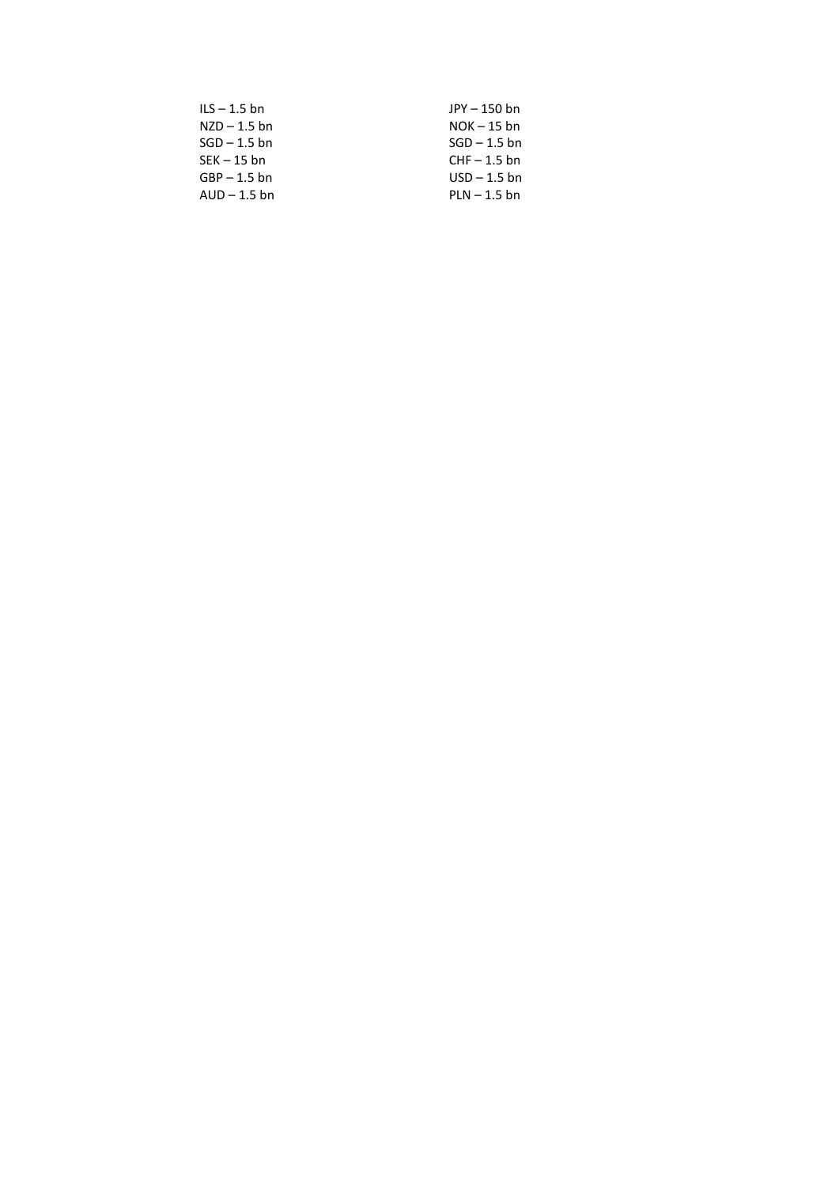ILS – 1.5 bn
NZD – 1.5 bn
SGD – 1.5 bn
SEK – 15 bn
GBP – 1.5 bn
AUD – 1.5 bn

JPY – 150 bn
NOK – 15 bn
SGD – 1.5 bn
CHF – 1.5 bn
USD – 1.5 bn
PLN – 1.5 bn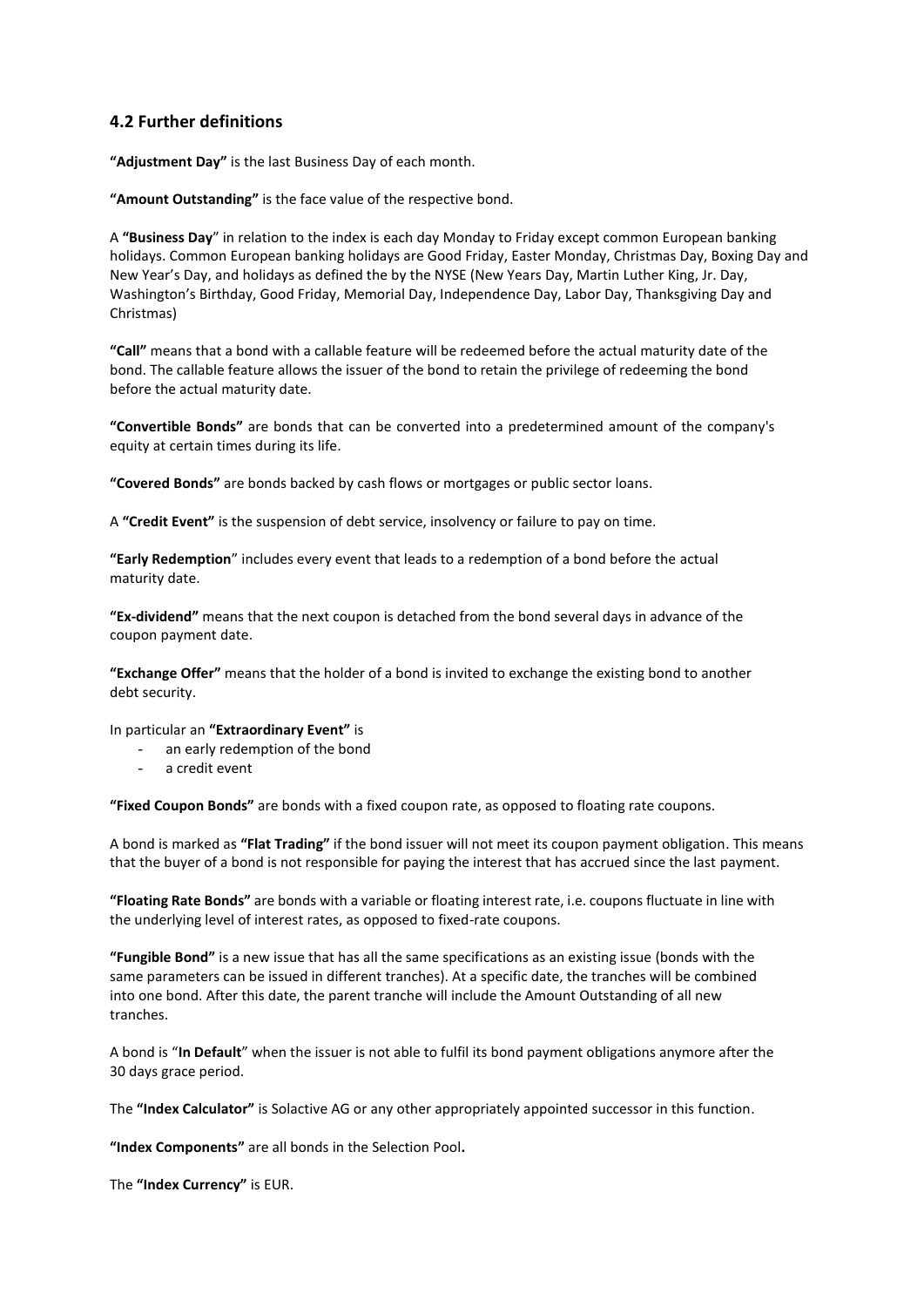## 4.2 Further definitions

**"Adjustment Day"** is the last Business Day of each month.

**"Amount Outstanding"** is the face value of the respective bond.

A **"Business Day**" in relation to the index is each day Monday to Friday except common European banking holidays. Common European banking holidays are Good Friday, Easter Monday, Christmas Day, Boxing Day and New Year's Day, and holidays as defined the by the NYSE (New Years Day, Martin Luther King, Jr. Day, Washington's Birthday, Good Friday, Memorial Day, Independence Day, Labor Day, Thanksgiving Day and Christmas)

**"Call"** means that a bond with a callable feature will be redeemed before the actual maturity date of the bond. The callable feature allows the issuer of the bond to retain the privilege of redeeming the bond before the actual maturity date.

**"Convertible Bonds"** are bonds that can be converted into a predetermined amount of the company's equity at certain times during its life.

**"Covered Bonds"** are bonds backed by cash flows or mortgages or public sector loans.

A **"Credit Event"** is the suspension of debt service, insolvency or failure to pay on time.

**"Early Redemption**" includes every event that leads to a redemption of a bond before the actual maturity date.

**"Ex-dividend"** means that the next coupon is detached from the bond several days in advance of the coupon payment date.

**"Exchange Offer"** means that the holder of a bond is invited to exchange the existing bond to another debt security.

In particular an **"Extraordinary Event"** is

- an early redemption of the bond
- a credit event

**"Fixed Coupon Bonds"** are bonds with a fixed coupon rate, as opposed to floating rate coupons.

A bond is marked as **"Flat Trading"** if the bond issuer will not meet its coupon payment obligation. This means that the buyer of a bond is not responsible for paying the interest that has accrued since the last payment.

**"Floating Rate Bonds"** are bonds with a variable or floating interest rate, i.e. coupons fluctuate in line with the underlying level of interest rates, as opposed to fixed-rate coupons.

**"Fungible Bond"** is a new issue that has all the same specifications as an existing issue (bonds with the same parameters can be issued in different tranches). At a specific date, the tranches will be combined into one bond. After this date, the parent tranche will include the Amount Outstanding of all new tranches.

A bond is "**In Default**" when the issuer is not able to fulfil its bond payment obligations anymore after the 30 days grace period.

The **"Index Calculator"** is Solactive AG or any other appropriately appointed successor in this function.

**"Index Components"** are all bonds in the Selection Pool**.**

The **"Index Currency"** is EUR.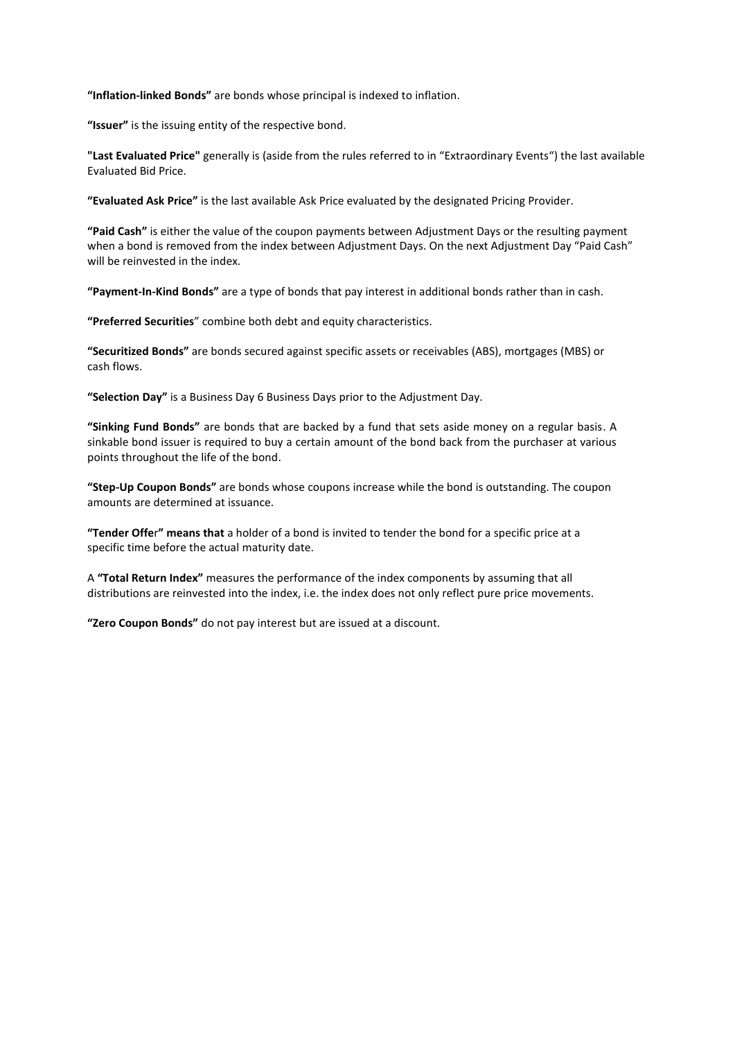**"Inflation-linked Bonds"** are bonds whose principal is indexed to inflation.

**"Issuer"** is the issuing entity of the respective bond.

**"Last Evaluated Price"** generally is (aside from the rules referred to in "Extraordinary Events") the last available Evaluated Bid Price.

**"Evaluated Ask Price"** is the last available Ask Price evaluated by the designated Pricing Provider.

**"Paid Cash"** is either the value of the coupon payments between Adjustment Days or the resulting payment when a bond is removed from the index between Adjustment Days. On the next Adjustment Day "Paid Cash" will be reinvested in the index.

**"Payment-In-Kind Bonds"** are a type of bonds that pay interest in additional bonds rather than in cash.

**"Preferred Securities"** combine both debt and equity characteristics.

**"Securitized Bonds"** are bonds secured against specific assets or receivables (ABS), mortgages (MBS) or cash flows.

**"Selection Day"** is a Business Day 6 Business Days prior to the Adjustment Day.

**"Sinking Fund Bonds"** are bonds that are backed by a fund that sets aside money on a regular basis. A sinkable bond issuer is required to buy a certain amount of the bond back from the purchaser at various points throughout the life of the bond.

**"Step-Up Coupon Bonds"** are bonds whose coupons increase while the bond is outstanding. The coupon amounts are determined at issuance.

**"Tender Offer" means that** a holder of a bond is invited to tender the bond for a specific price at a specific time before the actual maturity date.

A **"Total Return Index"** measures the performance of the index components by assuming that all distributions are reinvested into the index, i.e. the index does not only reflect pure price movements.

**"Zero Coupon Bonds"** do not pay interest but are issued at a discount.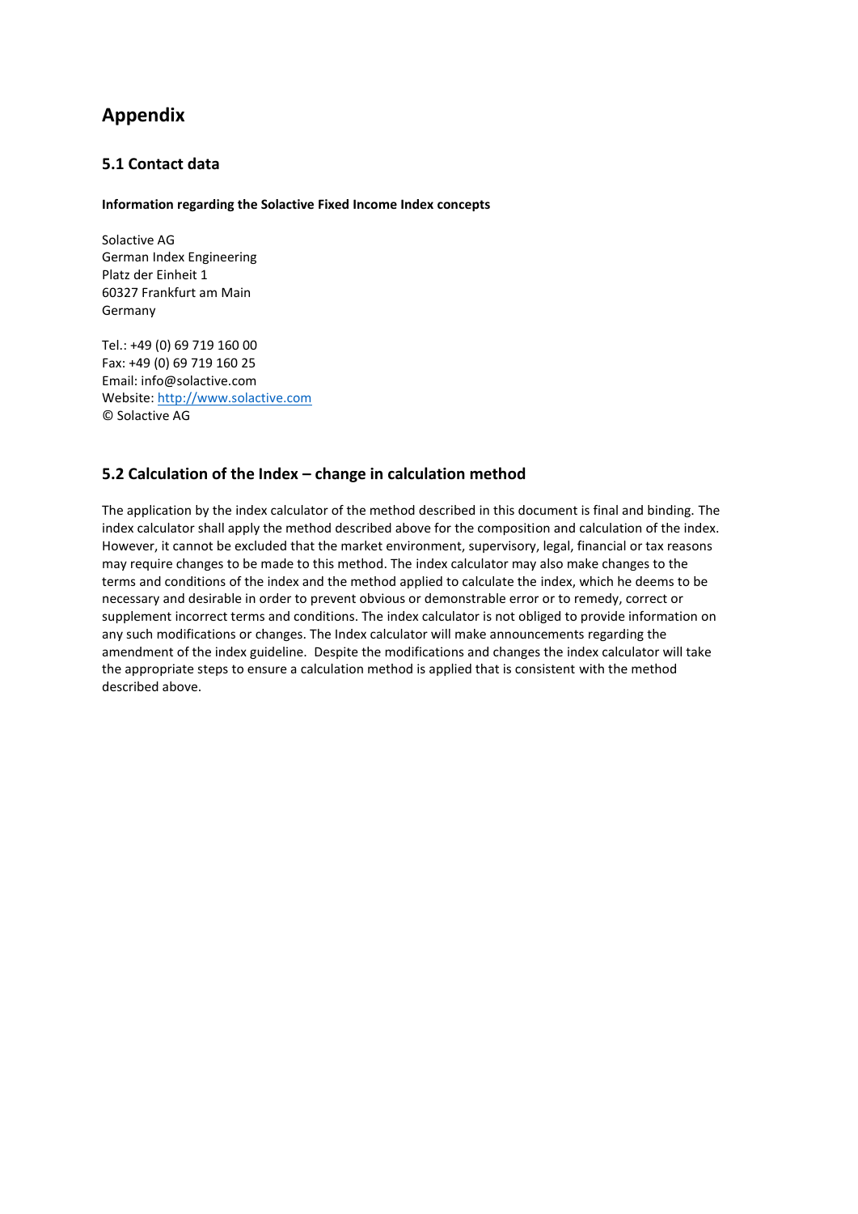# Appendix

## 5.1 Contact data

**Information regarding the Solactive Fixed Income Index concepts**

Solactive AG
German Index Engineering
Platz der Einheit 1
60327 Frankfurt am Main
Germany

Tel.: +49 (0) 69 719 160 00
Fax: +49 (0) 69 719 160 25
Email: info@solactive.com
Website: http://www.solactive.com
© Solactive AG

## 5.2 Calculation of the Index – change in calculation method

The application by the index calculator of the method described in this document is final and binding. The index calculator shall apply the method described above for the composition and calculation of the index. However, it cannot be excluded that the market environment, supervisory, legal, financial or tax reasons may require changes to be made to this method. The index calculator may also make changes to the terms and conditions of the index and the method applied to calculate the index, which he deems to be necessary and desirable in order to prevent obvious or demonstrable error or to remedy, correct or supplement incorrect terms and conditions. The index calculator is not obliged to provide information on any such modifications or changes. The Index calculator will make announcements regarding the amendment of the index guideline. Despite the modifications and changes the index calculator will take the appropriate steps to ensure a calculation method is applied that is consistent with the method described above.